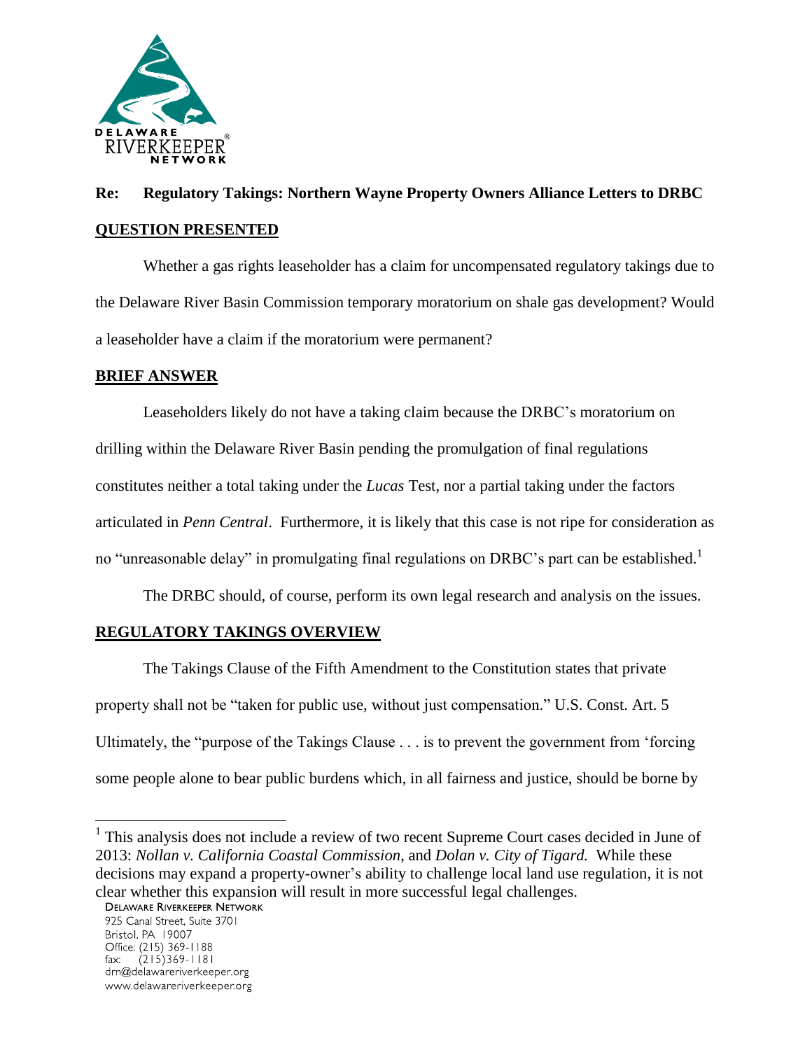# Re: Regulatory Takings: Northern Wayne Property Owners Alliance Letters to DRBC

## QUESTION PRESENTED

Whether a gas rights leaseholder has a claim for uncompensated regulatory takings due to the Delaware River Basin Commission temporary moratorium on shale gas development? Would a leaseholder have a claim if the moratorium were permanent?

## BRIEF ANSWER

Leaseholders likely do not have a taking claim because the DRBC's moratorium on drilling within the Delaware River Basin pending the promulgation of final regulations constitutes neither a total taking under the *Lucas* Test, nor a partial taking under the factors articulated in *Penn Central*. Furthermore, it is likely that this case is not ripe for consideration as no "unreasonable delay" in promulgating final regulations on DRBC's part can be established.[1]

The DRBC should, of course, perform its own legal research and analysis on the issues.

## REGULATORY TAKINGS OVERVIEW

The Takings Clause of the Fifth Amendment to the Constitution states that private property shall not be "taken for public use, without just compensation." U.S. Const. Art. 5 Ultimately, the "purpose of the Takings Clause . . . is to prevent the government from 'forcing some people alone to bear public burdens which, in all fairness and justice, should be borne by

---

[1] This analysis does not include a review of two recent Supreme Court cases decided in June of 2013: *Nollan v. California Coastal Commission*, and *Dolan v. City of Tigard.* While these decisions may expand a property-owner's ability to challenge local land use regulation, it is not clear whether this expansion will result in more successful legal challenges.

DELAWARE RIVERKEEPER NETWORK
925 Canal Street, Suite 3701
Bristol, PA 19007
Office: (215) 369-1188
fax: (215)369-1181
drn@delawareriverkeeper.org
www.delawareriverkeeper.org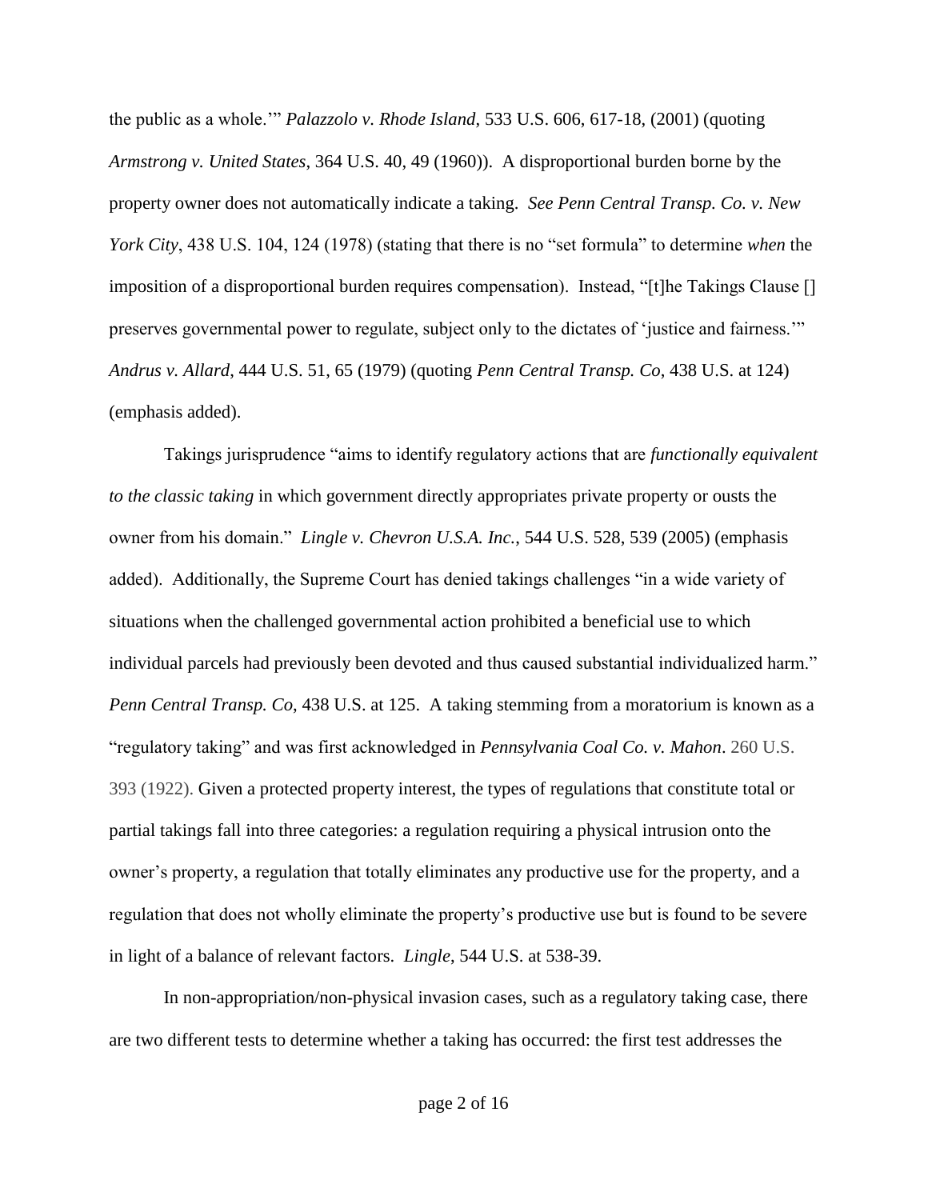the public as a whole.'" *Palazzolo v. Rhode Island*, 533 U.S. 606, 617-18, (2001) (quoting *Armstrong v. United States*, 364 U.S. 40, 49 (1960)). A disproportional burden borne by the property owner does not automatically indicate a taking. *See Penn Central Transp. Co. v. New York City*, 438 U.S. 104, 124 (1978) (stating that there is no "set formula" to determine *when* the imposition of a disproportional burden requires compensation). Instead, "[t]he Takings Clause [] preserves governmental power to regulate, subject only to the dictates of 'justice and fairness.'" *Andrus v. Allard*, 444 U.S. 51, 65 (1979) (quoting *Penn Central Transp. Co*, 438 U.S. at 124) (emphasis added).

Takings jurisprudence "aims to identify regulatory actions that are *functionally equivalent to the classic taking* in which government directly appropriates private property or ousts the owner from his domain." *Lingle v. Chevron U.S.A. Inc.*, 544 U.S. 528, 539 (2005) (emphasis added). Additionally, the Supreme Court has denied takings challenges "in a wide variety of situations when the challenged governmental action prohibited a beneficial use to which individual parcels had previously been devoted and thus caused substantial individualized harm." *Penn Central Transp. Co*, 438 U.S. at 125. A taking stemming from a moratorium is known as a "regulatory taking" and was first acknowledged in *Pennsylvania Coal Co. v. Mahon*. 260 U.S. 393 (1922). Given a protected property interest, the types of regulations that constitute total or partial takings fall into three categories: a regulation requiring a physical intrusion onto the owner's property, a regulation that totally eliminates any productive use for the property, and a regulation that does not wholly eliminate the property's productive use but is found to be severe in light of a balance of relevant factors. *Lingle*, 544 U.S. at 538-39.

In non-appropriation/non-physical invasion cases, such as a regulatory taking case, there are two different tests to determine whether a taking has occurred: the first test addresses the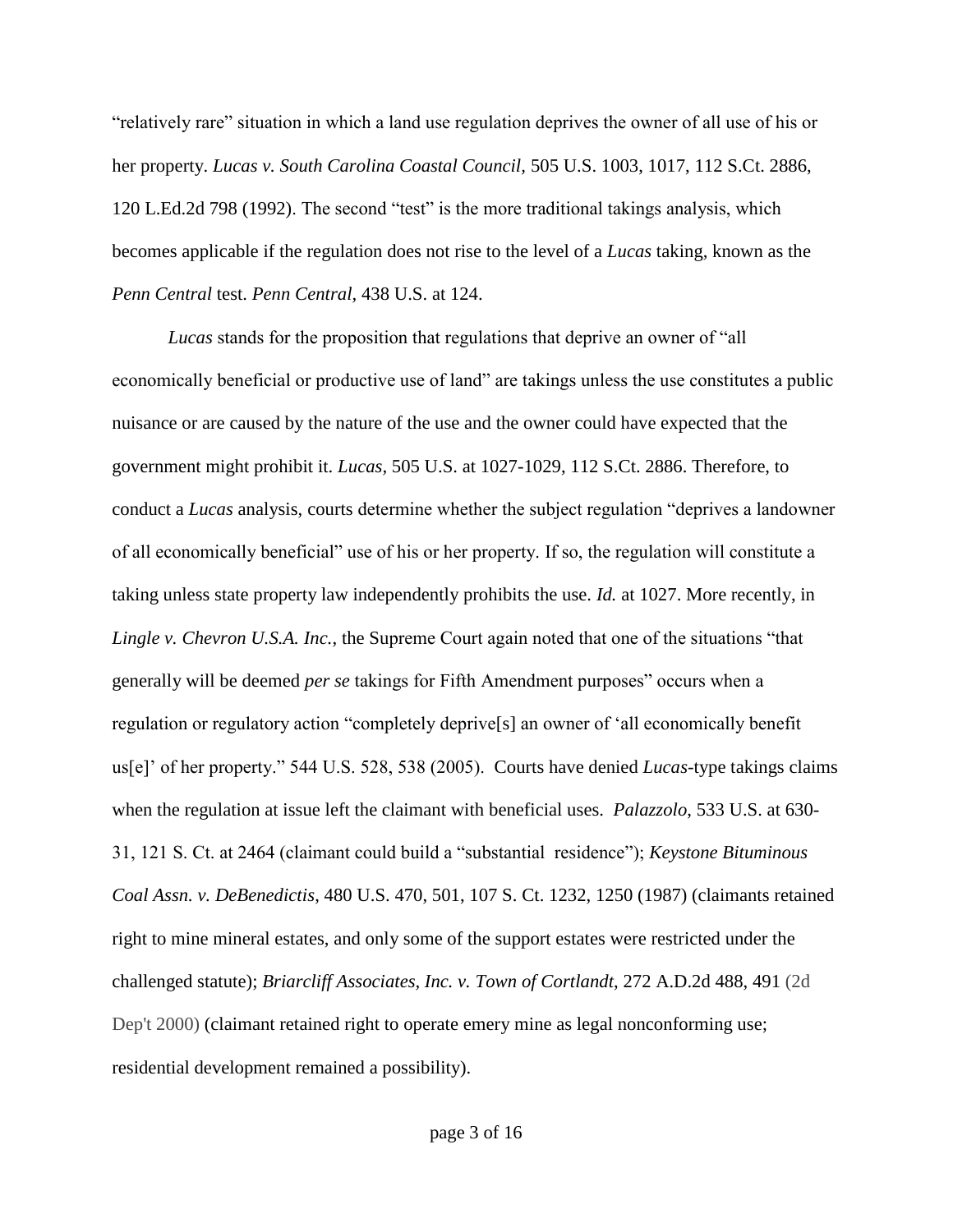"relatively rare" situation in which a land use regulation deprives the owner of all use of his or her property. *Lucas v. South Carolina Coastal Council*, 505 U.S. 1003, 1017, 112 S.Ct. 2886, 120 L.Ed.2d 798 (1992). The second "test" is the more traditional takings analysis, which becomes applicable if the regulation does not rise to the level of a *Lucas* taking, known as the *Penn Central* test. *Penn Central*, 438 U.S. at 124.

*Lucas* stands for the proposition that regulations that deprive an owner of "all economically beneficial or productive use of land" are takings unless the use constitutes a public nuisance or are caused by the nature of the use and the owner could have expected that the government might prohibit it. *Lucas*, 505 U.S. at 1027-1029, 112 S.Ct. 2886. Therefore, to conduct a *Lucas* analysis, courts determine whether the subject regulation "deprives a landowner of all economically beneficial" use of his or her property. If so, the regulation will constitute a taking unless state property law independently prohibits the use. *Id.* at 1027. More recently, in *Lingle v. Chevron U.S.A. Inc.*, the Supreme Court again noted that one of the situations "that generally will be deemed *per se* takings for Fifth Amendment purposes" occurs when a regulation or regulatory action "completely deprive[s] an owner of 'all economically benefit us[e]' of her property." 544 U.S. 528, 538 (2005). Courts have denied *Lucas*-type takings claims when the regulation at issue left the claimant with beneficial uses. *Palazzolo*, 533 U.S. at 630-31, 121 S. Ct. at 2464 (claimant could build a "substantial residence"); *Keystone Bituminous Coal Assn. v. DeBenedictis*, 480 U.S. 470, 501, 107 S. Ct. 1232, 1250 (1987) (claimants retained right to mine mineral estates, and only some of the support estates were restricted under the challenged statute); *Briarcliff Associates, Inc. v. Town of Cortlandt*, 272 A.D.2d 488, 491 (2d Dep't 2000) (claimant retained right to operate emery mine as legal nonconforming use; residential development remained a possibility).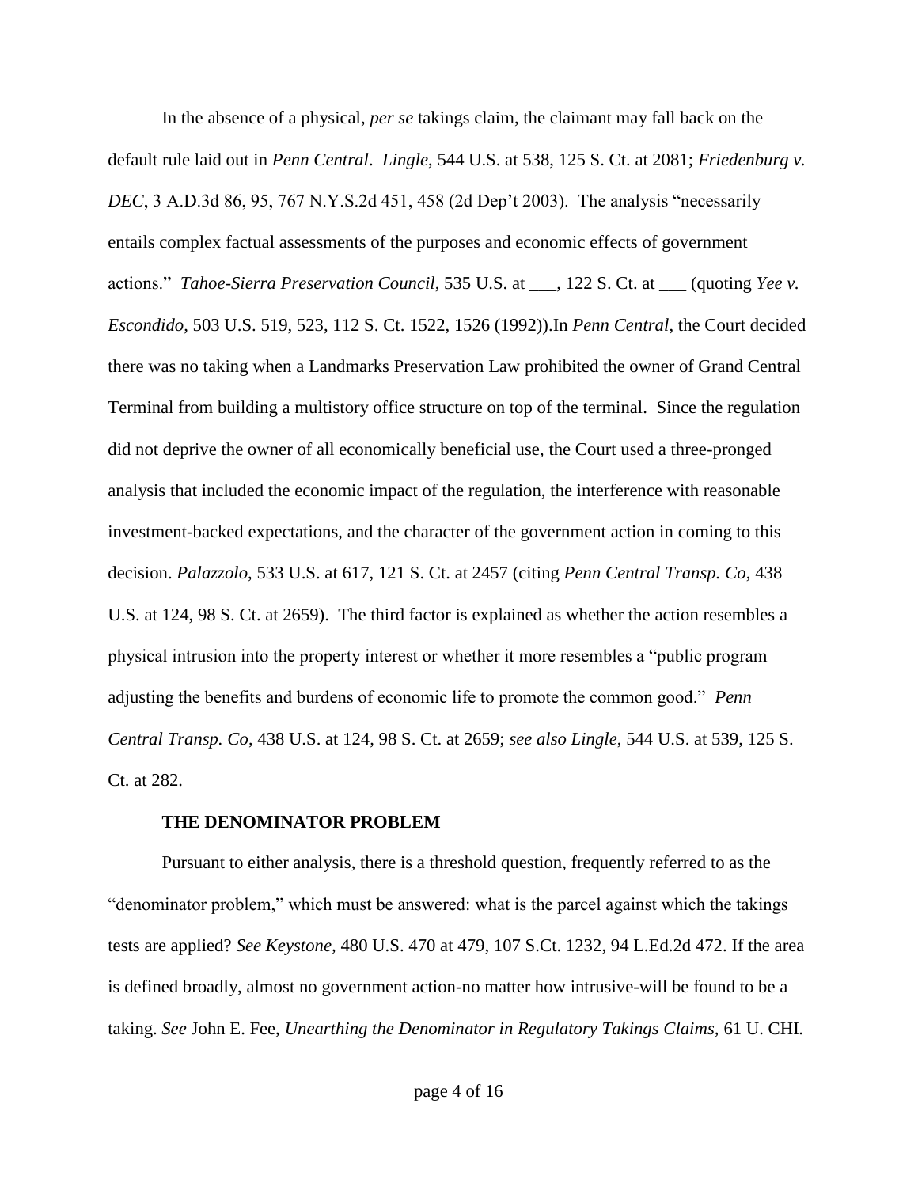In the absence of a physical, *per se* takings claim, the claimant may fall back on the default rule laid out in *Penn Central*. *Lingle*, 544 U.S. at 538, 125 S. Ct. at 2081; *Friedenburg v. DEC*, 3 A.D.3d 86, 95, 767 N.Y.S.2d 451, 458 (2d Dep't 2003). The analysis "necessarily entails complex factual assessments of the purposes and economic effects of government actions." *Tahoe-Sierra Preservation Council*, 535 U.S. at ___, 122 S. Ct. at ___ (quoting *Yee v. Escondido*, 503 U.S. 519, 523, 112 S. Ct. 1522, 1526 (1992)).In *Penn Central*, the Court decided there was no taking when a Landmarks Preservation Law prohibited the owner of Grand Central Terminal from building a multistory office structure on top of the terminal. Since the regulation did not deprive the owner of all economically beneficial use, the Court used a three-pronged analysis that included the economic impact of the regulation, the interference with reasonable investment-backed expectations, and the character of the government action in coming to this decision. *Palazzolo*, 533 U.S. at 617, 121 S. Ct. at 2457 (citing *Penn Central Transp. Co*, 438 U.S. at 124, 98 S. Ct. at 2659). The third factor is explained as whether the action resembles a physical intrusion into the property interest or whether it more resembles a "public program adjusting the benefits and burdens of economic life to promote the common good." *Penn Central Transp. Co*, 438 U.S. at 124, 98 S. Ct. at 2659; *see also Lingle*, 544 U.S. at 539, 125 S. Ct. at 282.

**THE DENOMINATOR PROBLEM**

Pursuant to either analysis, there is a threshold question, frequently referred to as the "denominator problem," which must be answered: what is the parcel against which the takings tests are applied? *See Keystone*, 480 U.S. 470 at 479, 107 S.Ct. 1232, 94 L.Ed.2d 472. If the area is defined broadly, almost no government action-no matter how intrusive-will be found to be a taking. *See* John E. Fee, *Unearthing the Denominator in Regulatory Takings Claims,* 61 U. CHI.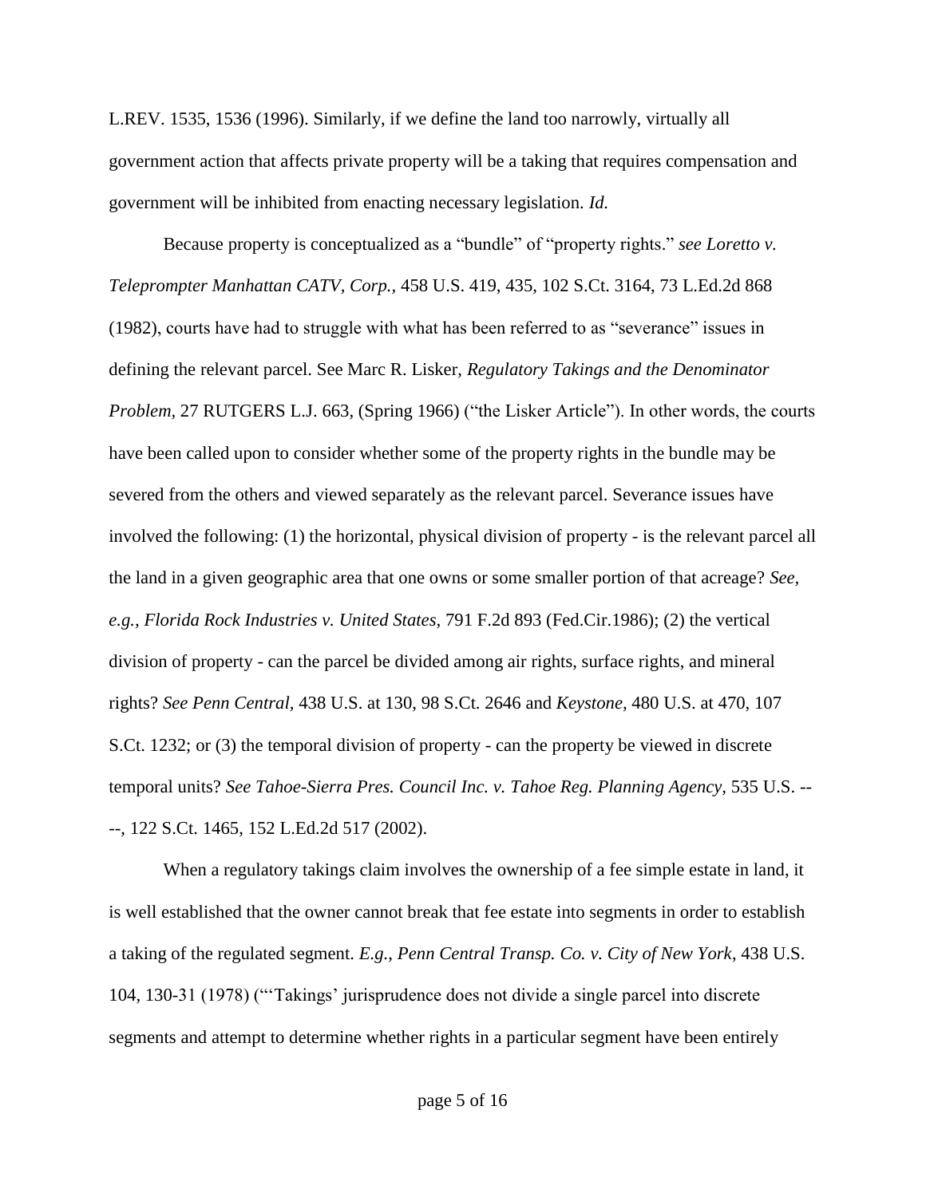L.REV. 1535, 1536 (1996). Similarly, if we define the land too narrowly, virtually all government action that affects private property will be a taking that requires compensation and government will be inhibited from enacting necessary legislation. *Id.*

Because property is conceptualized as a "bundle" of "property rights." *see Loretto v. Teleprompter Manhattan CATV, Corp.*, 458 U.S. 419, 435, 102 S.Ct. 3164, 73 L.Ed.2d 868 (1982), courts have had to struggle with what has been referred to as "severance" issues in defining the relevant parcel. See Marc R. Lisker, *Regulatory Takings and the Denominator Problem*, 27 RUTGERS L.J. 663, (Spring 1966) ("the Lisker Article"). In other words, the courts have been called upon to consider whether some of the property rights in the bundle may be severed from the others and viewed separately as the relevant parcel. Severance issues have involved the following: (1) the horizontal, physical division of property - is the relevant parcel all the land in a given geographic area that one owns or some smaller portion of that acreage? *See, e.g.*, *Florida Rock Industries v. United States*, 791 F.2d 893 (Fed.Cir.1986); (2) the vertical division of property - can the parcel be divided among air rights, surface rights, and mineral rights? *See Penn Central*, 438 U.S. at 130, 98 S.Ct. 2646 and *Keystone*, 480 U.S. at 470, 107 S.Ct. 1232; or (3) the temporal division of property - can the property be viewed in discrete temporal units? *See Tahoe-Sierra Pres. Council Inc. v. Tahoe Reg. Planning Agency*, 535 U.S. ----, 122 S.Ct. 1465, 152 L.Ed.2d 517 (2002).

When a regulatory takings claim involves the ownership of a fee simple estate in land, it is well established that the owner cannot break that fee estate into segments in order to establish a taking of the regulated segment. *E.g.*, *Penn Central Transp. Co. v. City of New York*, 438 U.S. 104, 130-31 (1978) ("'Takings' jurisprudence does not divide a single parcel into discrete segments and attempt to determine whether rights in a particular segment have been entirely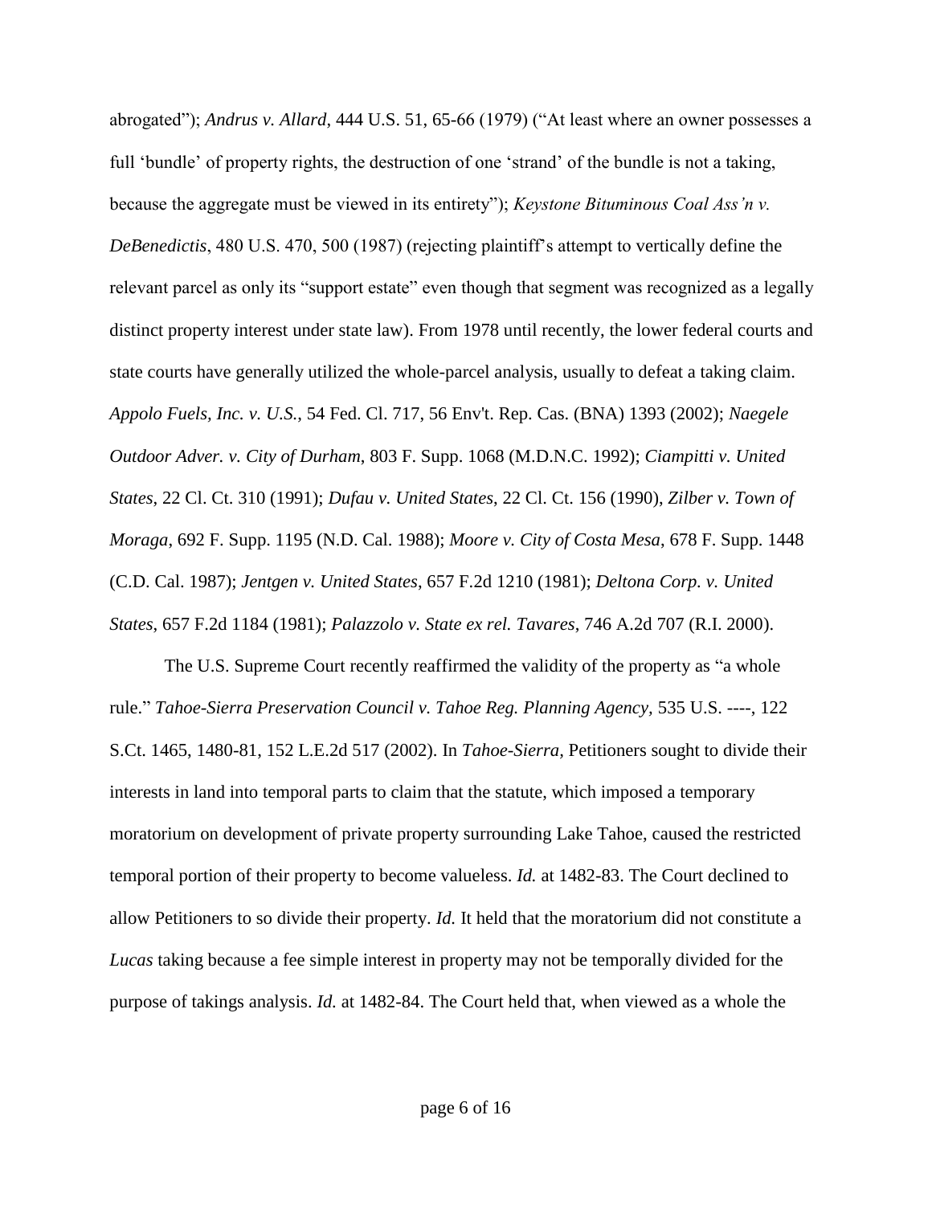abrogated"); *Andrus v. Allard*, 444 U.S. 51, 65-66 (1979) ("At least where an owner possesses a full 'bundle' of property rights, the destruction of one 'strand' of the bundle is not a taking, because the aggregate must be viewed in its entirety"); *Keystone Bituminous Coal Ass'n v. DeBenedictis*, 480 U.S. 470, 500 (1987) (rejecting plaintiff's attempt to vertically define the relevant parcel as only its "support estate" even though that segment was recognized as a legally distinct property interest under state law). From 1978 until recently, the lower federal courts and state courts have generally utilized the whole-parcel analysis, usually to defeat a taking claim. *Appolo Fuels, Inc. v. U.S.*, 54 Fed. Cl. 717, 56 Env't. Rep. Cas. (BNA) 1393 (2002); *Naegele Outdoor Adver. v. City of Durham*, 803 F. Supp. 1068 (M.D.N.C. 1992); *Ciampitti v. United States*, 22 Cl. Ct. 310 (1991); *Dufau v. United States*, 22 Cl. Ct. 156 (1990), *Zilber v. Town of Moraga*, 692 F. Supp. 1195 (N.D. Cal. 1988); *Moore v. City of Costa Mesa*, 678 F. Supp. 1448 (C.D. Cal. 1987); *Jentgen v. United States*, 657 F.2d 1210 (1981); *Deltona Corp. v. United States*, 657 F.2d 1184 (1981); *Palazzolo v. State ex rel. Tavares*, 746 A.2d 707 (R.I. 2000).

The U.S. Supreme Court recently reaffirmed the validity of the property as "a whole rule." *Tahoe-Sierra Preservation Council v. Tahoe Reg. Planning Agency,* 535 U.S. ----, 122 S.Ct. 1465, 1480-81, 152 L.E.2d 517 (2002). In *Tahoe-Sierra*, Petitioners sought to divide their interests in land into temporal parts to claim that the statute, which imposed a temporary moratorium on development of private property surrounding Lake Tahoe, caused the restricted temporal portion of their property to become valueless. *Id.* at 1482-83. The Court declined to allow Petitioners to so divide their property. *Id.* It held that the moratorium did not constitute a *Lucas* taking because a fee simple interest in property may not be temporally divided for the purpose of takings analysis. *Id.* at 1482-84. The Court held that, when viewed as a whole the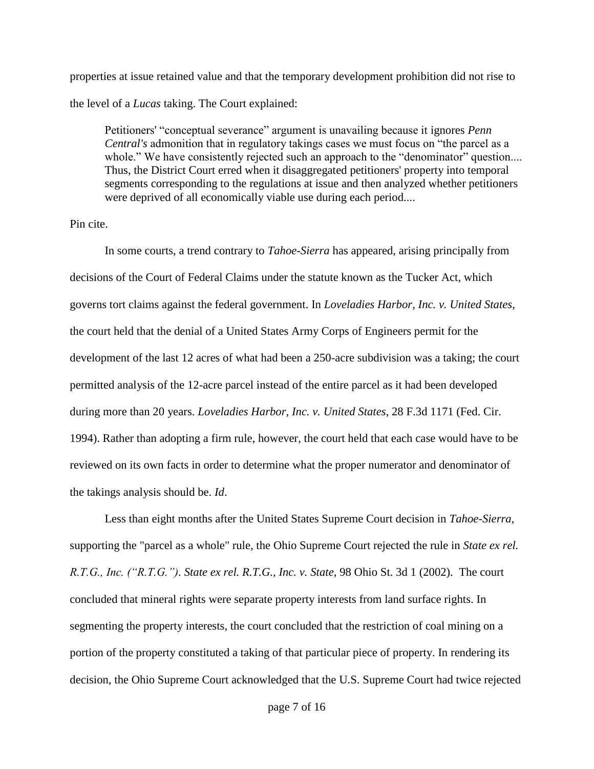properties at issue retained value and that the temporary development prohibition did not rise to the level of a *Lucas* taking. The Court explained:

> Petitioners' "conceptual severance" argument is unavailing because it ignores *Penn Central's* admonition that in regulatory takings cases we must focus on "the parcel as a whole." We have consistently rejected such an approach to the "denominator" question.... Thus, the District Court erred when it disaggregated petitioners' property into temporal segments corresponding to the regulations at issue and then analyzed whether petitioners were deprived of all economically viable use during each period....

Pin cite.

In some courts, a trend contrary to *Tahoe-Sierra* has appeared, arising principally from decisions of the Court of Federal Claims under the statute known as the Tucker Act, which governs tort claims against the federal government. In *Loveladies Harbor, Inc. v. United States*, the court held that the denial of a United States Army Corps of Engineers permit for the development of the last 12 acres of what had been a 250-acre subdivision was a taking; the court permitted analysis of the 12-acre parcel instead of the entire parcel as it had been developed during more than 20 years. *Loveladies Harbor, Inc. v. United States*, 28 F.3d 1171 (Fed. Cir. 1994). Rather than adopting a firm rule, however, the court held that each case would have to be reviewed on its own facts in order to determine what the proper numerator and denominator of the takings analysis should be. *Id*.

Less than eight months after the United States Supreme Court decision in *Tahoe-Sierra*, supporting the "parcel as a whole" rule, the Ohio Supreme Court rejected the rule in *State ex rel. R.T.G., Inc. ("R.T.G.")*. *State ex rel. R.T.G., Inc. v. State*, 98 Ohio St. 3d 1 (2002). The court concluded that mineral rights were separate property interests from land surface rights. In segmenting the property interests, the court concluded that the restriction of coal mining on a portion of the property constituted a taking of that particular piece of property. In rendering its decision, the Ohio Supreme Court acknowledged that the U.S. Supreme Court had twice rejected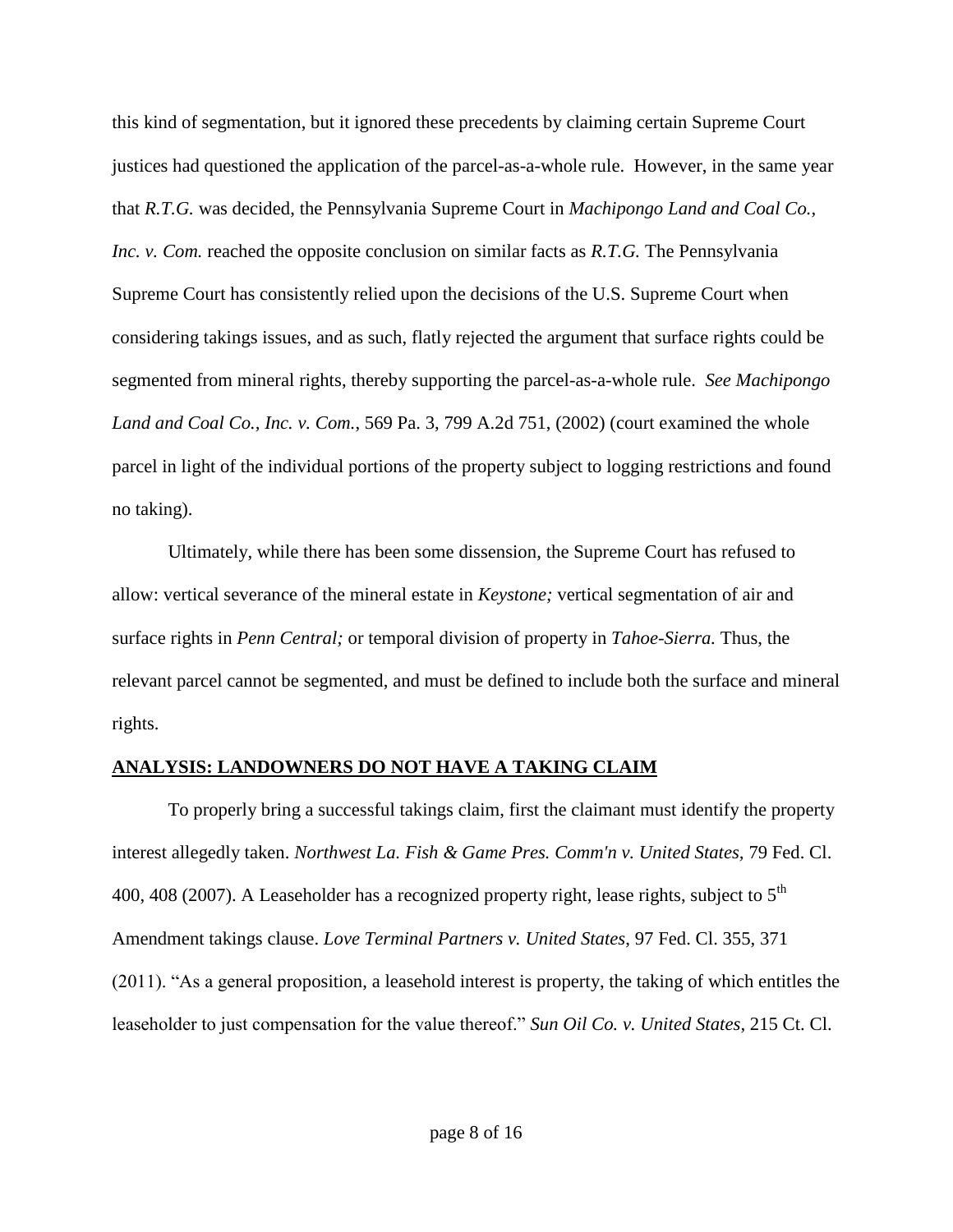this kind of segmentation, but it ignored these precedents by claiming certain Supreme Court justices had questioned the application of the parcel-as-a-whole rule. However, in the same year that *R.T.G.* was decided, the Pennsylvania Supreme Court in *Machipongo Land and Coal Co., Inc. v. Com.* reached the opposite conclusion on similar facts as *R.T.G.* The Pennsylvania Supreme Court has consistently relied upon the decisions of the U.S. Supreme Court when considering takings issues, and as such, flatly rejected the argument that surface rights could be segmented from mineral rights, thereby supporting the parcel-as-a-whole rule. *See Machipongo Land and Coal Co., Inc. v. Com.*, 569 Pa. 3, 799 A.2d 751, (2002) (court examined the whole parcel in light of the individual portions of the property subject to logging restrictions and found no taking).

Ultimately, while there has been some dissension, the Supreme Court has refused to allow: vertical severance of the mineral estate in *Keystone;* vertical segmentation of air and surface rights in *Penn Central;* or temporal division of property in *Tahoe-Sierra.* Thus, the relevant parcel cannot be segmented, and must be defined to include both the surface and mineral rights.

## ANALYSIS: LANDOWNERS DO NOT HAVE A TAKING CLAIM

To properly bring a successful takings claim, first the claimant must identify the property interest allegedly taken. *Northwest La. Fish & Game Pres. Comm'n v. United States,* 79 Fed. Cl. 400, 408 (2007). A Leaseholder has a recognized property right, lease rights, subject to 5th Amendment takings clause. *Love Terminal Partners v. United States*, 97 Fed. Cl. 355, 371 (2011). "As a general proposition, a leasehold interest is property, the taking of which entitles the leaseholder to just compensation for the value thereof." *Sun Oil Co. v. United States*, 215 Ct. Cl.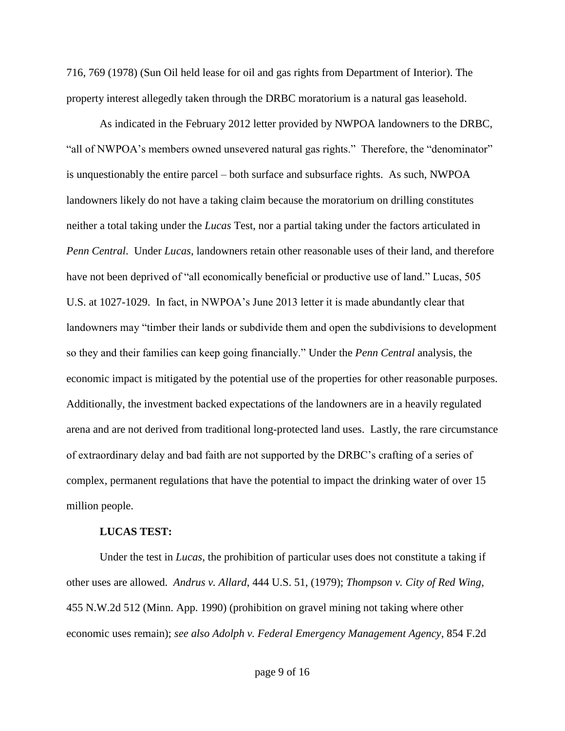716, 769 (1978) (Sun Oil held lease for oil and gas rights from Department of Interior). The property interest allegedly taken through the DRBC moratorium is a natural gas leasehold.

As indicated in the February 2012 letter provided by NWPOA landowners to the DRBC, "all of NWPOA's members owned unsevered natural gas rights." Therefore, the "denominator" is unquestionably the entire parcel – both surface and subsurface rights. As such, NWPOA landowners likely do not have a taking claim because the moratorium on drilling constitutes neither a total taking under the *Lucas* Test, nor a partial taking under the factors articulated in *Penn Central*. Under *Lucas*, landowners retain other reasonable uses of their land, and therefore have not been deprived of "all economically beneficial or productive use of land." Lucas, 505 U.S. at 1027-1029. In fact, in NWPOA's June 2013 letter it is made abundantly clear that landowners may "timber their lands or subdivide them and open the subdivisions to development so they and their families can keep going financially." Under the *Penn Central* analysis, the economic impact is mitigated by the potential use of the properties for other reasonable purposes. Additionally, the investment backed expectations of the landowners are in a heavily regulated arena and are not derived from traditional long-protected land uses. Lastly, the rare circumstance of extraordinary delay and bad faith are not supported by the DRBC's crafting of a series of complex, permanent regulations that have the potential to impact the drinking water of over 15 million people.

**LUCAS TEST:**

Under the test in *Lucas*, the prohibition of particular uses does not constitute a taking if other uses are allowed. *Andrus v. Allard*, 444 U.S. 51, (1979); *Thompson v. City of Red Wing*, 455 N.W.2d 512 (Minn. App. 1990) (prohibition on gravel mining not taking where other economic uses remain); *see also Adolph v. Federal Emergency Management Agency*, 854 F.2d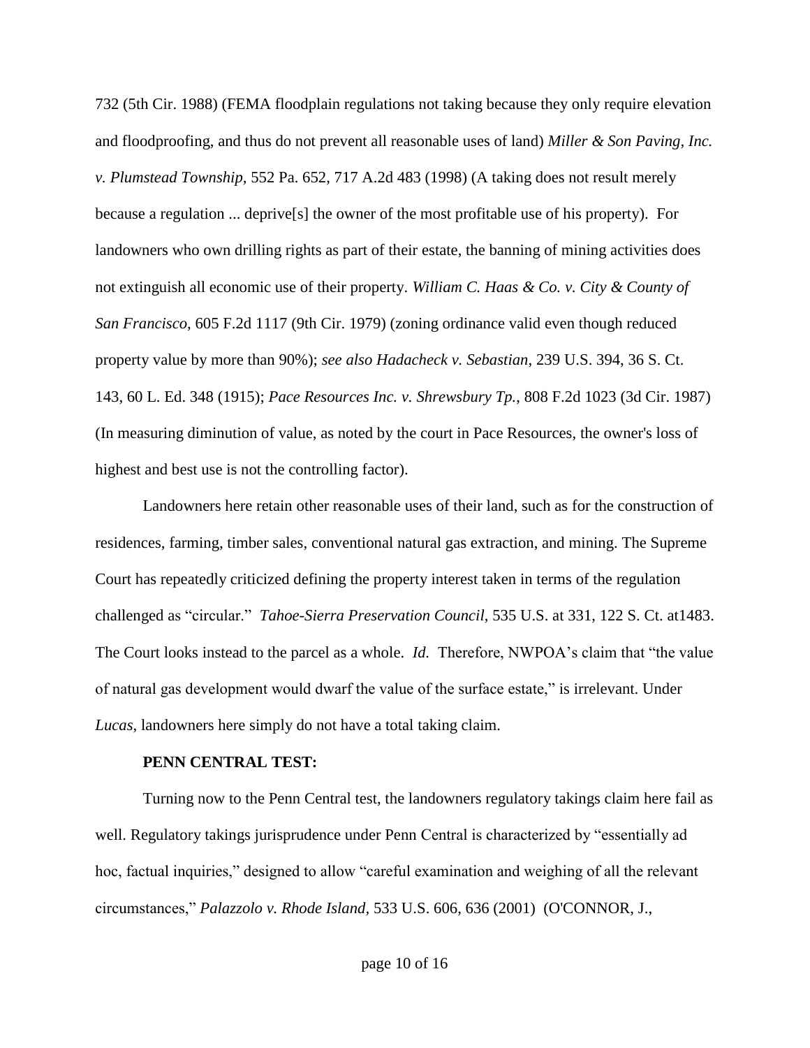732 (5th Cir. 1988) (FEMA floodplain regulations not taking because they only require elevation and floodproofing, and thus do not prevent all reasonable uses of land) *Miller & Son Paving, Inc. v. Plumstead Township*, 552 Pa. 652, 717 A.2d 483 (1998) (A taking does not result merely because a regulation ... deprive[s] the owner of the most profitable use of his property). For landowners who own drilling rights as part of their estate, the banning of mining activities does not extinguish all economic use of their property. *William C. Haas & Co. v. City & County of San Francisco*, 605 F.2d 1117 (9th Cir. 1979) (zoning ordinance valid even though reduced property value by more than 90%); *see also Hadacheck v. Sebastian*, 239 U.S. 394, 36 S. Ct. 143, 60 L. Ed. 348 (1915); *Pace Resources Inc. v. Shrewsbury Tp.*, 808 F.2d 1023 (3d Cir. 1987) (In measuring diminution of value, as noted by the court in Pace Resources, the owner's loss of highest and best use is not the controlling factor).

Landowners here retain other reasonable uses of their land, such as for the construction of residences, farming, timber sales, conventional natural gas extraction, and mining. The Supreme Court has repeatedly criticized defining the property interest taken in terms of the regulation challenged as "circular." *Tahoe-Sierra Preservation Council*, 535 U.S. at 331, 122 S. Ct. at1483. The Court looks instead to the parcel as a whole. *Id.* Therefore, NWPOA's claim that "the value of natural gas development would dwarf the value of the surface estate," is irrelevant. Under *Lucas*, landowners here simply do not have a total taking claim.

**PENN CENTRAL TEST:**

Turning now to the Penn Central test, the landowners regulatory takings claim here fail as well. Regulatory takings jurisprudence under Penn Central is characterized by "essentially ad hoc, factual inquiries," designed to allow "careful examination and weighing of all the relevant circumstances," *Palazzolo v. Rhode Island*, 533 U.S. 606, 636 (2001) (O'CONNOR, J.,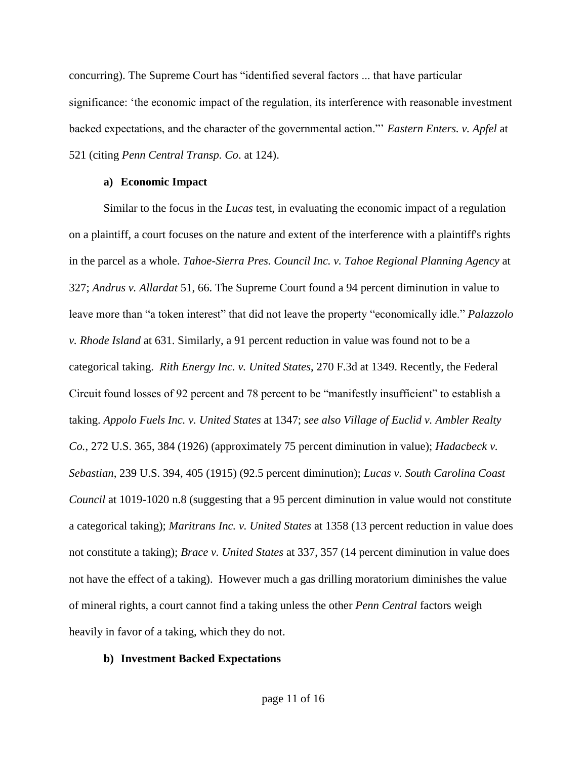concurring). The Supreme Court has "identified several factors ... that have particular significance: 'the economic impact of the regulation, its interference with reasonable investment backed expectations, and the character of the governmental action."' *Eastern Enters. v. Apfel* at 521 (citing *Penn Central Transp. Co*. at 124).

**a) Economic Impact**

Similar to the focus in the *Lucas* test, in evaluating the economic impact of a regulation on a plaintiff, a court focuses on the nature and extent of the interference with a plaintiff's rights in the parcel as a whole. *Tahoe-Sierra Pres. Council Inc. v. Tahoe Regional Planning Agency* at 327; *Andrus v. Allardat* 51, 66. The Supreme Court found a 94 percent diminution in value to leave more than "a token interest" that did not leave the property "economically idle." *Palazzolo v. Rhode Island* at 631. Similarly, a 91 percent reduction in value was found not to be a categorical taking. *Rith Energy Inc. v. United States*, 270 F.3d at 1349. Recently, the Federal Circuit found losses of 92 percent and 78 percent to be "manifestly insufficient" to establish a taking. *Appolo Fuels Inc. v. United States* at 1347; *see also Village of Euclid v. Ambler Realty Co.*, 272 U.S. 365, 384 (1926) (approximately 75 percent diminution in value); *Hadacbeck v. Sebastian*, 239 U.S. 394, 405 (1915) (92.5 percent diminution); *Lucas v. South Carolina Coast Council* at 1019-1020 n.8 (suggesting that a 95 percent diminution in value would not constitute a categorical taking); *Maritrans Inc. v. United States* at 1358 (13 percent reduction in value does not constitute a taking); *Brace v. United States* at 337, 357 (14 percent diminution in value does not have the effect of a taking). However much a gas drilling moratorium diminishes the value of mineral rights, a court cannot find a taking unless the other *Penn Central* factors weigh heavily in favor of a taking, which they do not.

**b) Investment Backed Expectations**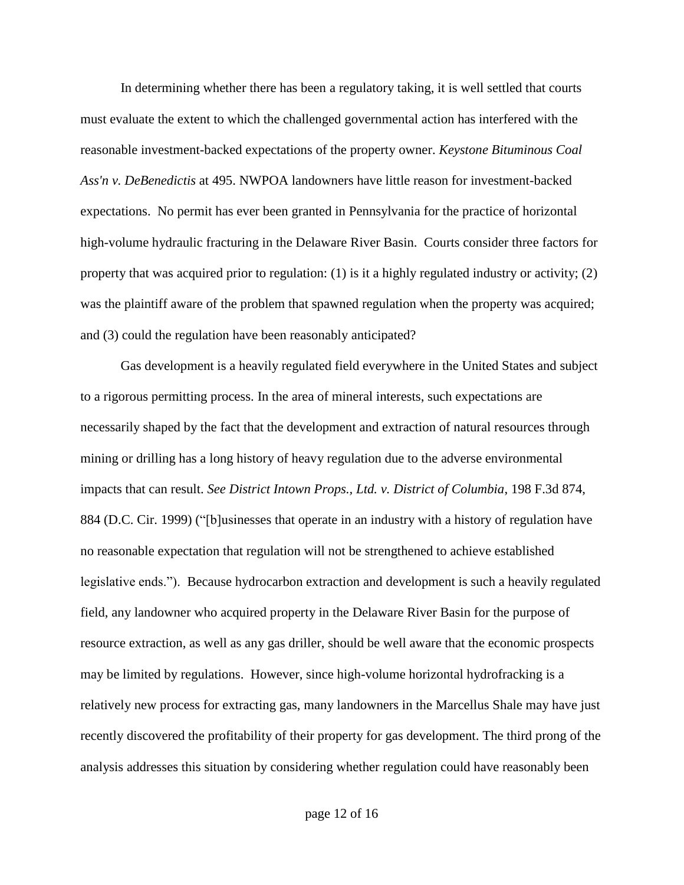In determining whether there has been a regulatory taking, it is well settled that courts must evaluate the extent to which the challenged governmental action has interfered with the reasonable investment-backed expectations of the property owner. *Keystone Bituminous Coal Ass'n v. DeBenedictis* at 495. NWPOA landowners have little reason for investment-backed expectations. No permit has ever been granted in Pennsylvania for the practice of horizontal high-volume hydraulic fracturing in the Delaware River Basin. Courts consider three factors for property that was acquired prior to regulation: (1) is it a highly regulated industry or activity; (2) was the plaintiff aware of the problem that spawned regulation when the property was acquired; and (3) could the regulation have been reasonably anticipated?

Gas development is a heavily regulated field everywhere in the United States and subject to a rigorous permitting process. In the area of mineral interests, such expectations are necessarily shaped by the fact that the development and extraction of natural resources through mining or drilling has a long history of heavy regulation due to the adverse environmental impacts that can result. *See District Intown Props., Ltd. v. District of Columbia*, 198 F.3d 874, 884 (D.C. Cir. 1999) ("[b]usinesses that operate in an industry with a history of regulation have no reasonable expectation that regulation will not be strengthened to achieve established legislative ends."). Because hydrocarbon extraction and development is such a heavily regulated field, any landowner who acquired property in the Delaware River Basin for the purpose of resource extraction, as well as any gas driller, should be well aware that the economic prospects may be limited by regulations. However, since high-volume horizontal hydrofracking is a relatively new process for extracting gas, many landowners in the Marcellus Shale may have just recently discovered the profitability of their property for gas development. The third prong of the analysis addresses this situation by considering whether regulation could have reasonably been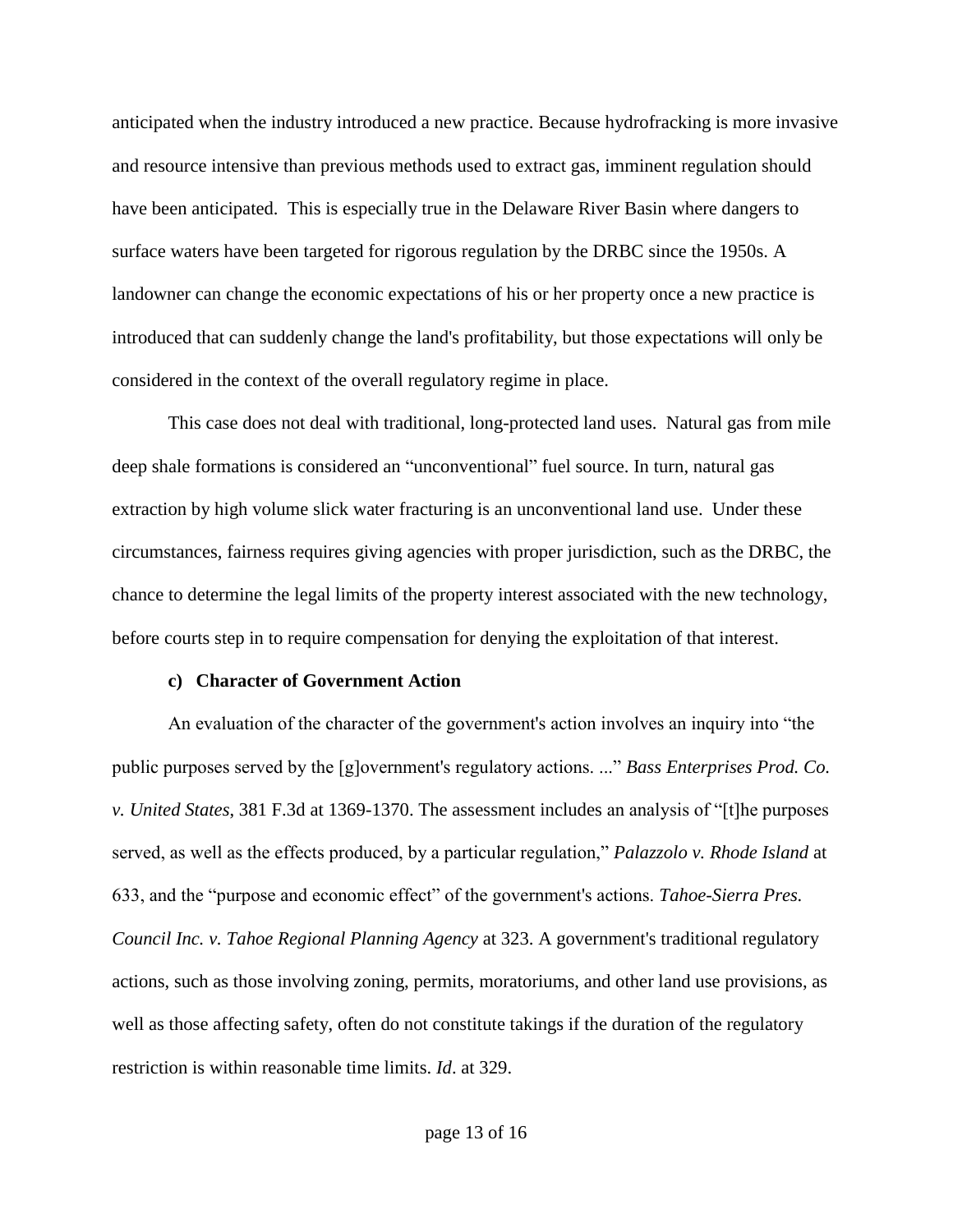anticipated when the industry introduced a new practice. Because hydrofracking is more invasive and resource intensive than previous methods used to extract gas, imminent regulation should have been anticipated. This is especially true in the Delaware River Basin where dangers to surface waters have been targeted for rigorous regulation by the DRBC since the 1950s. A landowner can change the economic expectations of his or her property once a new practice is introduced that can suddenly change the land's profitability, but those expectations will only be considered in the context of the overall regulatory regime in place.

This case does not deal with traditional, long-protected land uses. Natural gas from mile deep shale formations is considered an "unconventional" fuel source. In turn, natural gas extraction by high volume slick water fracturing is an unconventional land use. Under these circumstances, fairness requires giving agencies with proper jurisdiction, such as the DRBC, the chance to determine the legal limits of the property interest associated with the new technology, before courts step in to require compensation for denying the exploitation of that interest.

**c) Character of Government Action**

An evaluation of the character of the government's action involves an inquiry into "the public purposes served by the [g]overnment's regulatory actions. ..." *Bass Enterprises Prod. Co. v. United States*, 381 F.3d at 1369-1370. The assessment includes an analysis of "[t]he purposes served, as well as the effects produced, by a particular regulation," *Palazzolo v. Rhode Island* at 633, and the "purpose and economic effect" of the government's actions. *Tahoe-Sierra Pres. Council Inc. v. Tahoe Regional Planning Agency* at 323. A government's traditional regulatory actions, such as those involving zoning, permits, moratoriums, and other land use provisions, as well as those affecting safety, often do not constitute takings if the duration of the regulatory restriction is within reasonable time limits. *Id*. at 329.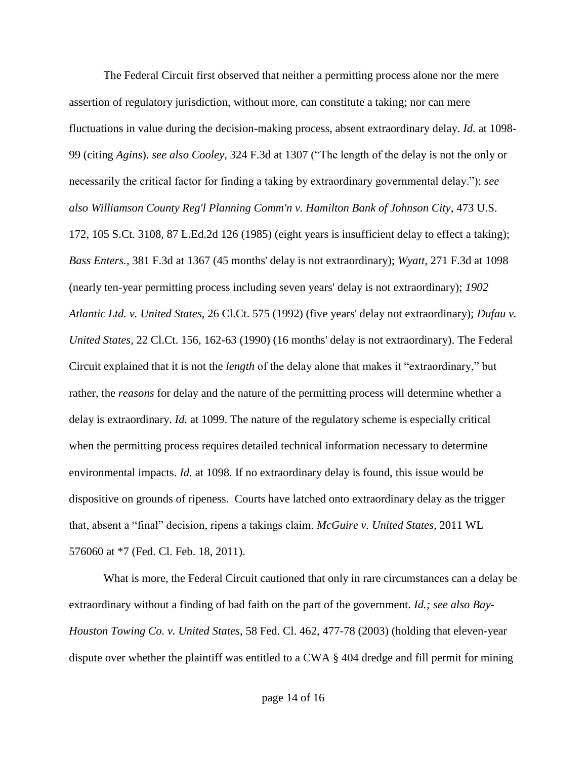The Federal Circuit first observed that neither a permitting process alone nor the mere assertion of regulatory jurisdiction, without more, can constitute a taking; nor can mere fluctuations in value during the decision-making process, absent extraordinary delay. *Id.* at 1098-99 (citing *Agins*). *see also Cooley,* 324 F.3d at 1307 ("The length of the delay is not the only or necessarily the critical factor for finding a taking by extraordinary governmental delay."); *see also Williamson County Reg'l Planning Comm'n v. Hamilton Bank of Johnson City,* 473 U.S. 172, 105 S.Ct. 3108, 87 L.Ed.2d 126 (1985) (eight years is insufficient delay to effect a taking); *Bass Enters.,* 381 F.3d at 1367 (45 months' delay is not extraordinary); *Wyatt,* 271 F.3d at 1098 (nearly ten-year permitting process including seven years' delay is not extraordinary); *1902 Atlantic Ltd. v. United States,* 26 Cl.Ct. 575 (1992) (five years' delay not extraordinary); *Dufau v. United States,* 22 Cl.Ct. 156, 162-63 (1990) (16 months' delay is not extraordinary). The Federal Circuit explained that it is not the *length* of the delay alone that makes it "extraordinary," but rather, the *reasons* for delay and the nature of the permitting process will determine whether a delay is extraordinary. *Id.* at 1099. The nature of the regulatory scheme is especially critical when the permitting process requires detailed technical information necessary to determine environmental impacts. *Id.* at 1098. If no extraordinary delay is found, this issue would be dispositive on grounds of ripeness. Courts have latched onto extraordinary delay as the trigger that, absent a "final" decision, ripens a takings claim. *McGuire v. United States*, 2011 WL 576060 at *7 (Fed. Cl. Feb. 18, 2011).

What is more, the Federal Circuit cautioned that only in rare circumstances can a delay be extraordinary without a finding of bad faith on the part of the government. *Id.; see also Bay-Houston Towing Co. v. United States*, 58 Fed. Cl. 462, 477-78 (2003) (holding that eleven-year dispute over whether the plaintiff was entitled to a CWA § 404 dredge and fill permit for mining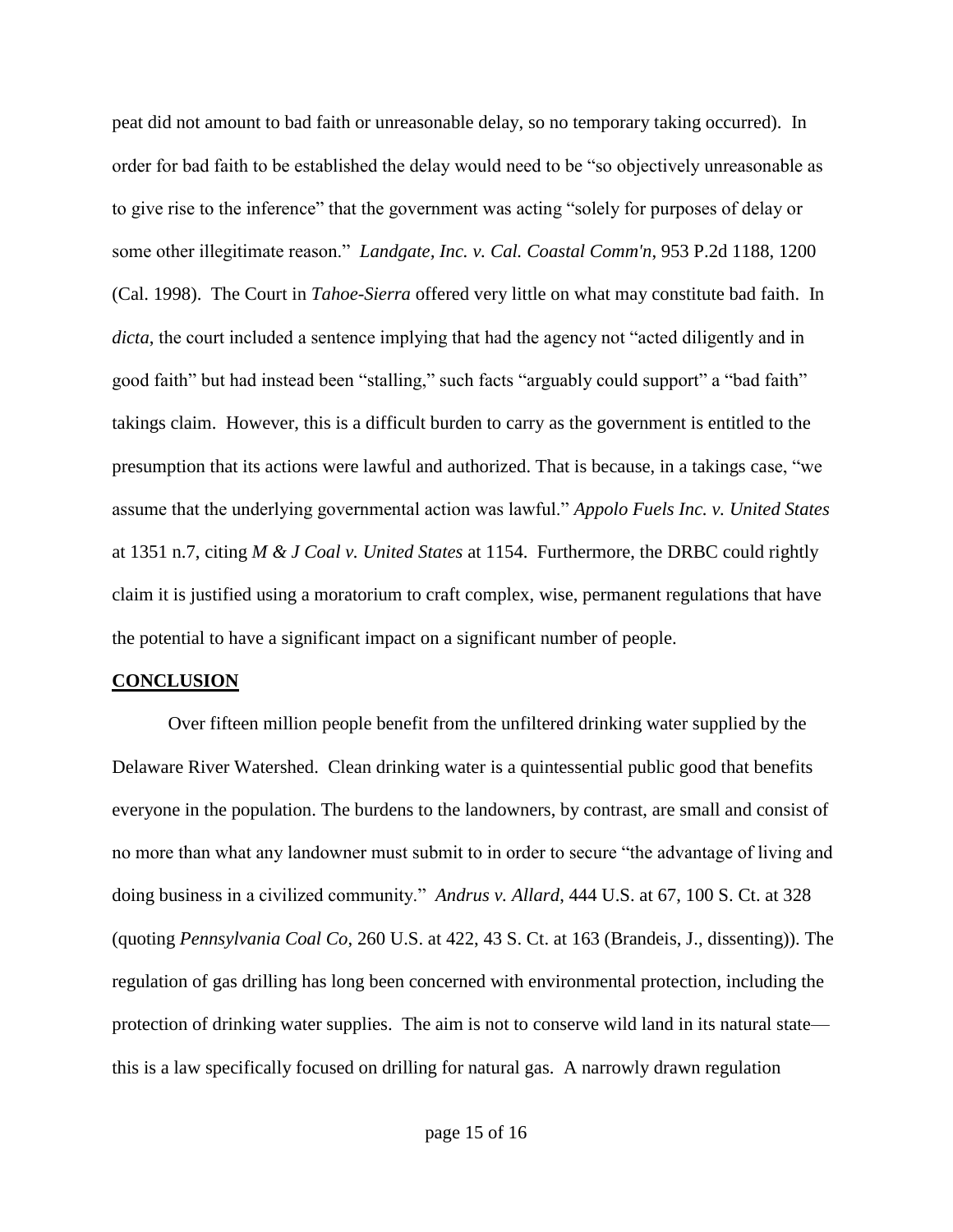peat did not amount to bad faith or unreasonable delay, so no temporary taking occurred). In order for bad faith to be established the delay would need to be "so objectively unreasonable as to give rise to the inference" that the government was acting "solely for purposes of delay or some other illegitimate reason." *Landgate, Inc. v. Cal. Coastal Comm'n*, 953 P.2d 1188, 1200 (Cal. 1998). The Court in *Tahoe-Sierra* offered very little on what may constitute bad faith. In *dicta*, the court included a sentence implying that had the agency not "acted diligently and in good faith" but had instead been "stalling," such facts "arguably could support" a "bad faith" takings claim. However, this is a difficult burden to carry as the government is entitled to the presumption that its actions were lawful and authorized. That is because, in a takings case, "we assume that the underlying governmental action was lawful." *Appolo Fuels Inc. v. United States* at 1351 n.7, citing *M & J Coal v. United States* at 1154. Furthermore, the DRBC could rightly claim it is justified using a moratorium to craft complex, wise, permanent regulations that have the potential to have a significant impact on a significant number of people.

**CONCLUSION**

Over fifteen million people benefit from the unfiltered drinking water supplied by the Delaware River Watershed. Clean drinking water is a quintessential public good that benefits everyone in the population. The burdens to the landowners, by contrast, are small and consist of no more than what any landowner must submit to in order to secure "the advantage of living and doing business in a civilized community." *Andrus v. Allard*, 444 U.S. at 67, 100 S. Ct. at 328 (quoting *Pennsylvania Coal Co*, 260 U.S. at 422, 43 S. Ct. at 163 (Brandeis, J., dissenting)). The regulation of gas drilling has long been concerned with environmental protection, including the protection of drinking water supplies. The aim is not to conserve wild land in its natural state—this is a law specifically focused on drilling for natural gas. A narrowly drawn regulation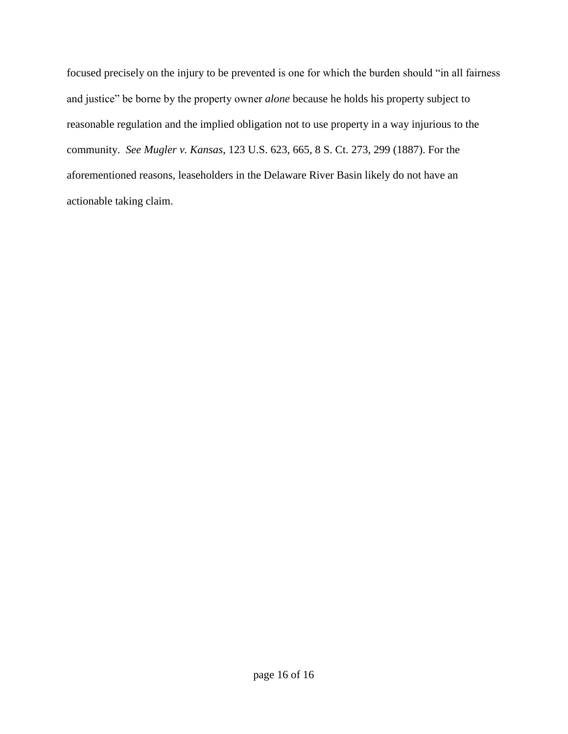focused precisely on the injury to be prevented is one for which the burden should "in all fairness and justice" be borne by the property owner *alone* because he holds his property subject to reasonable regulation and the implied obligation not to use property in a way injurious to the community. *See Mugler v. Kansas*, 123 U.S. 623, 665, 8 S. Ct. 273, 299 (1887). For the aforementioned reasons, leaseholders in the Delaware River Basin likely do not have an actionable taking claim.